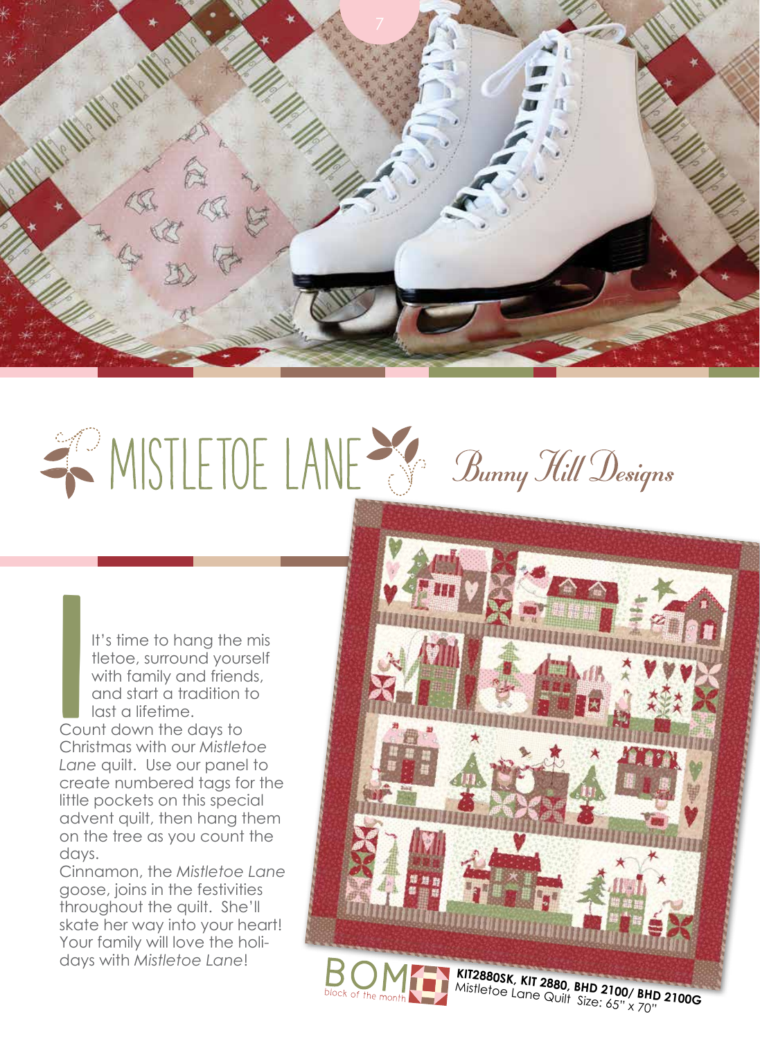# MISTLETOE LANE

*Bunny Hill Designs*

It's time to hang the mistletoe, surround yourself with family and friends, and start a tradition to last a lifetime.

Count down the days to Christmas with our *Mistletoe Lane* quilt. Use our panel to create numbered tags for the little pockets on this special advent quilt, then hang them on the tree as you count the days.

Cinnamon, the *Mistletoe Lane* goose, joins in the festivities throughout the quilt. She'll skate her way into your heart! Your family will love the holidays with *Mistletoe Lane*!

BOM block of the month

**KIT2880SK, KIT 2880, BHD 2100/ BHD 2100G**
Mistletoe Lane Quilt Size: 65" x 70"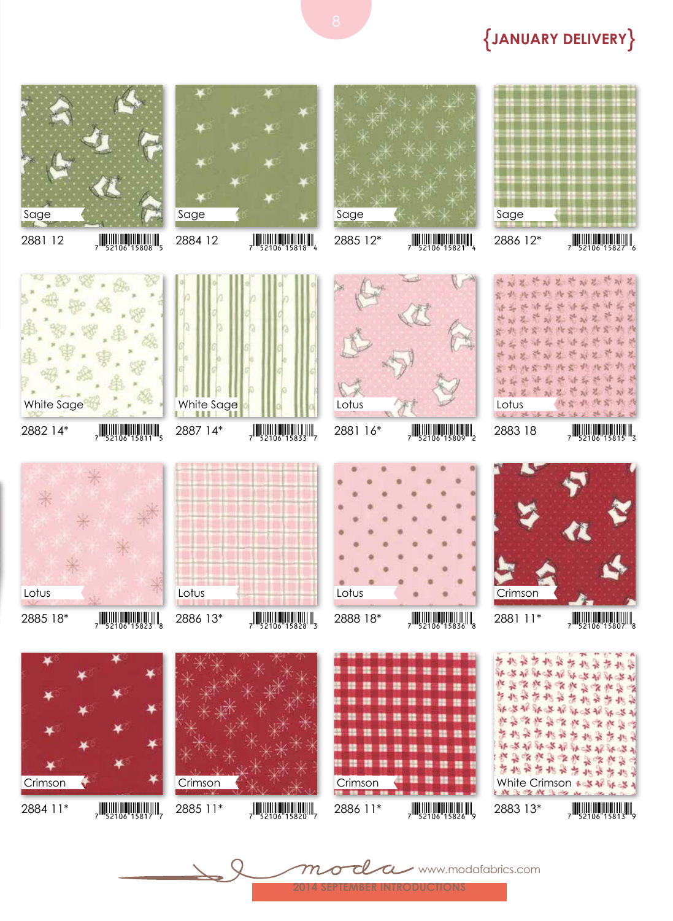{JANUARY DELIVERY}

| Color | Item | Barcode |
|---|---|---|
| Sage | 2881 12 | 7 52106 15808 5 |
| Sage | 2884 12 | 7 52106 15818 4 |
| Sage | 2885 12* | 7 52106 15821 4 |
| Sage | 2886 12* | 7 52106 15827 6 |
| White Sage | 2882 14* | 7 52106 15811 5 |
| White Sage | 2887 14* | 7 52106 15833 7 |
| Lotus | 2881 16* | 7 52106 15809 2 |
| Lotus | 2883 18 | 7 52106 15815 3 |
| Lotus | 2885 18* | 7 52106 15823 8 |
| Lotus | 2886 13* | 7 52106 15828 3 |
| Lotus | 2888 18* | 7 52106 15836 8 |
| Crimson | 2881 11* | 7 52106 15807 8 |
| Crimson | 2884 11* | 7 52106 15817 7 |
| Crimson | 2885 11* | 7 52106 15820 7 |
| Crimson | 2886 11* | 7 52106 15826 9 |
| White Crimson | 2883 13* | 7 52106 15813 9 |

moda www.modafabrics.com

2014 SEPTEMBER INTRODUCTIONS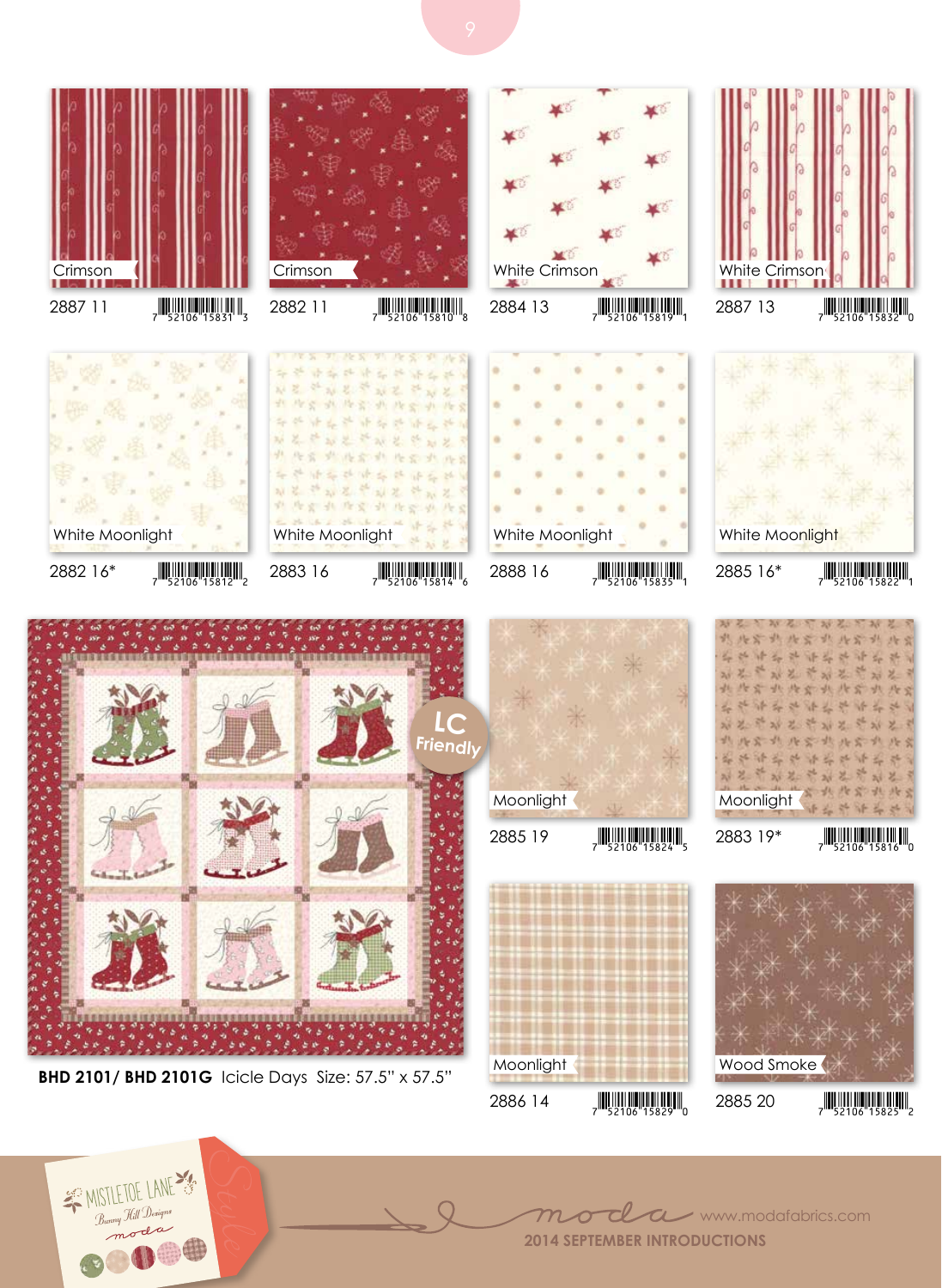Crimson
2887 11 | 7 52106 15831 3

Crimson
2882 11 | 7 52106 15810 8

White Crimson
2884 13 | 7 52106 15819 1

White Crimson
2887 13 | 7 52106 15832 0

White Moonlight
2882 16* | 7 52106 15812 2

White Moonlight
2883 16 | 7 52106 15814 6

White Moonlight
2888 16 | 7 52106 15835 1

White Moonlight
2885 16* | 7 52106 15822 1

LC Friendly

**BHD 2101/ BHD 2101G** Icicle Days Size: 57.5" x 57.5"

Moonlight
2885 19 | 7 52106 15824 5

Moonlight
2883 19* | 7 52106 15816 0

Moonlight
2886 14 | 7 52106 15829 0

Wood Smoke
2885 20 | 7 52106 15825 2

MISTLETOE LANE
Bunny Hill Designs
moda

Style

moda www.modafabrics.com

**2014 SEPTEMBER INTRODUCTIONS**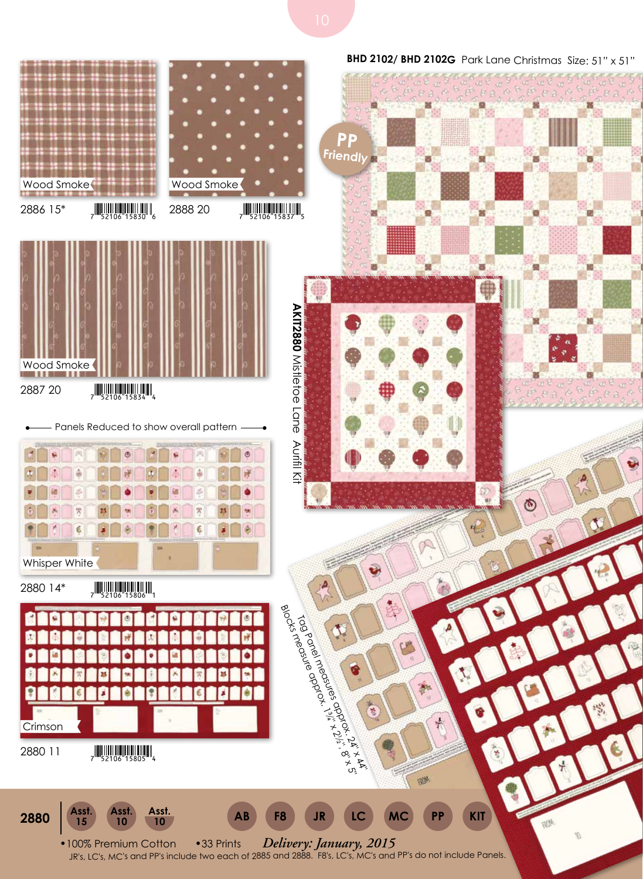**BHD 2102/ BHD 2102G** Park Lane Christmas Size: 51" x 51"

PP Friendly

Wood Smoke

2886 15*

Wood Smoke

2888 20

Wood Smoke

2887 20

**AKIT2880** Mistletoe Lane Aurifil Kit

Panels Reduced to show overall pattern

Whisper White

2880 14*

Crimson

2880 11

Tag Panel measures approx. 24" x 44"
Blocks measure approx. 1¾" x 2½", 8" x 5"

**2880** Asst. 15 Asst. 10 Asst. 10 AB F8 JR LC MC PP KIT

- 100% Premium Cotton
- 33 Prints

*Delivery: January, 2015*

JR's, LC's, MC's and PP's include two each of 2885 and 2888. F8's, LC's, MC's and PP's do not include Panels.